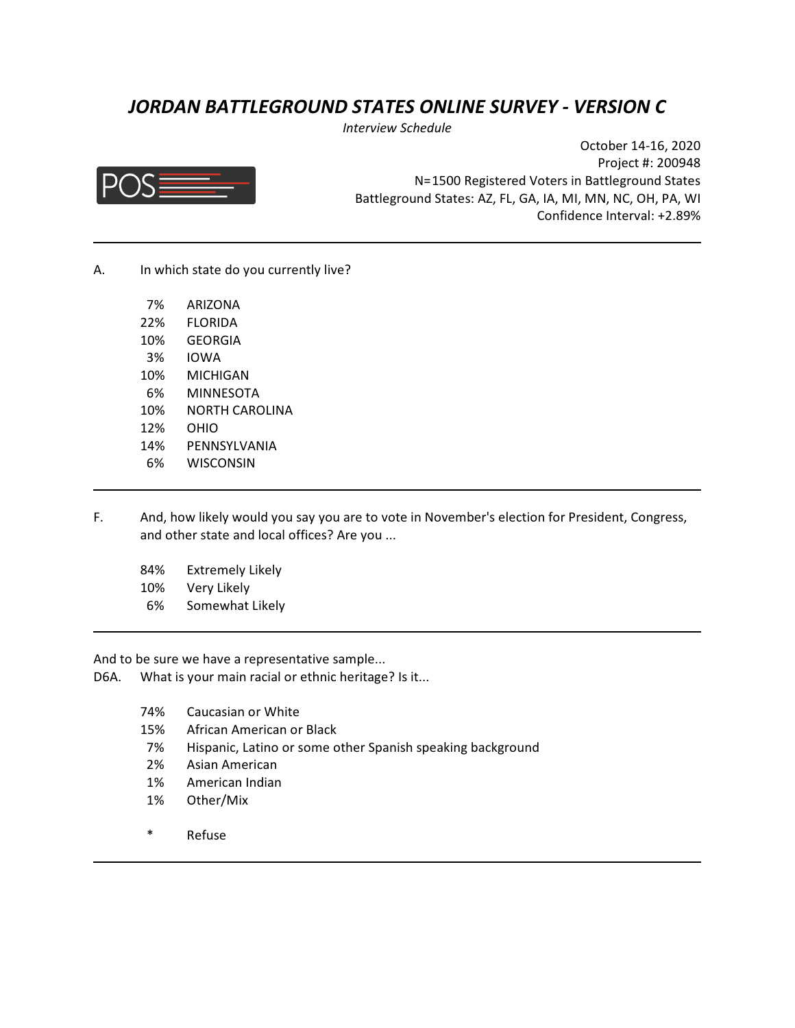# *JORDAN BATTLEGROUND STATES ONLINE SURVEY - VERSION C*

*Interview Schedule*

October 14-16, 2020
Project #: 200948
N=1500 Registered Voters in Battleground States
Battleground States: AZ, FL, GA, IA, MI, MN, NC, OH, PA, WI
Confidence Interval: +2.89%

---

A. In which state do you currently live?

| | |
|---|---|
| 7% | ARIZONA |
| 22% | FLORIDA |
| 10% | GEORGIA |
| 3% | IOWA |
| 10% | MICHIGAN |
| 6% | MINNESOTA |
| 10% | NORTH CAROLINA |
| 12% | OHIO |
| 14% | PENNSYLVANIA |
| 6% | WISCONSIN |

---

F. And, how likely would you say you are to vote in November's election for President, Congress, and other state and local offices? Are you ...

| | |
|---|---|
| 84% | Extremely Likely |
| 10% | Very Likely |
| 6% | Somewhat Likely |

---

And to be sure we have a representative sample...

D6A. What is your main racial or ethnic heritage? Is it...

| | |
|---|---|
| 74% | Caucasian or White |
| 15% | African American or Black |
| 7% | Hispanic, Latino or some other Spanish speaking background |
| 2% | Asian American |
| 1% | American Indian |
| 1% | Other/Mix |
| * | Refuse |

---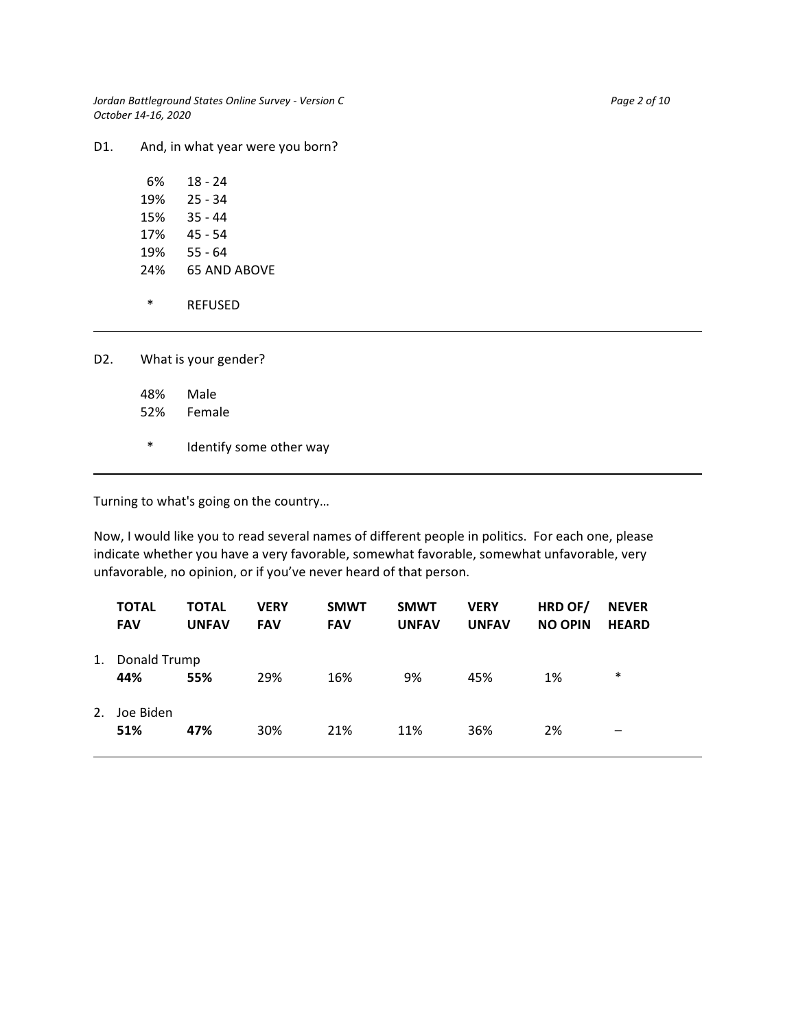D1. And, in what year were you born?

| | |
|---|---|
| 6% | 18 - 24 |
| 19% | 25 - 34 |
| 15% | 35 - 44 |
| 17% | 45 - 54 |
| 19% | 55 - 64 |
| 24% | 65 AND ABOVE |
| * | REFUSED |

---

D2. What is your gender?

| | |
|---|---|
| 48% | Male |
| 52% | Female |
| * | Identify some other way |

---

Turning to what's going on the country…

Now, I would like you to read several names of different people in politics. For each one, please indicate whether you have a very favorable, somewhat favorable, somewhat unfavorable, very unfavorable, no opinion, or if you've never heard of that person.

| | TOTAL FAV | TOTAL UNFAV | VERY FAV | SMWT FAV | SMWT UNFAV | VERY UNFAV | HRD OF/ NO OPIN | NEVER HEARD |
|---|---|---|---|---|---|---|---|---|
| 1. Donald Trump | **44%** | **55%** | 29% | 16% | 9% | 45% | 1% | * |
| 2. Joe Biden | **51%** | **47%** | 30% | 21% | 11% | 36% | 2% | – |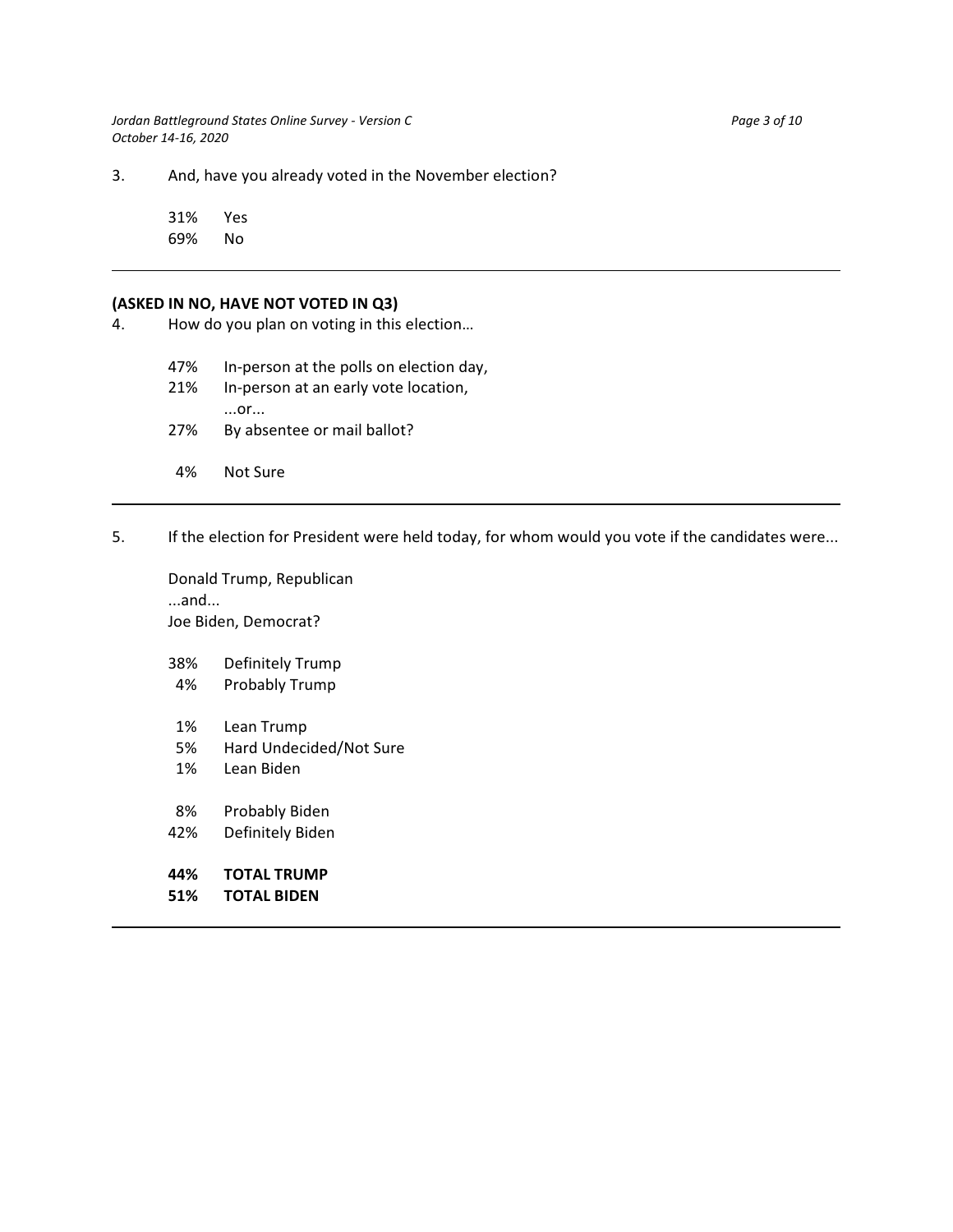3. And, have you already voted in the November election?

31% Yes
69% No

---

**(ASKED IN NO, HAVE NOT VOTED IN Q3)**

4. How do you plan on voting in this election…

47% In-person at the polls on election day,
21% In-person at an early vote location,
...or...
27% By absentee or mail ballot?

4% Not Sure

---

5. If the election for President were held today, for whom would you vote if the candidates were...

Donald Trump, Republican
...and...
Joe Biden, Democrat?

38% Definitely Trump
4% Probably Trump

1% Lean Trump
5% Hard Undecided/Not Sure
1% Lean Biden

8% Probably Biden
42% Definitely Biden

**44% TOTAL TRUMP**
**51% TOTAL BIDEN**

---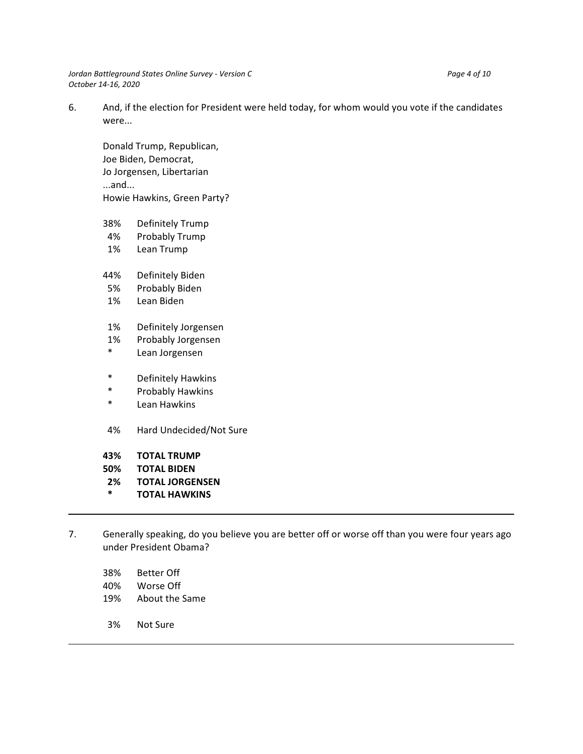6. And, if the election for President were held today, for whom would you vote if the candidates were...

   Donald Trump, Republican,
   Joe Biden, Democrat,
   Jo Jorgensen, Libertarian
   ...and...
   Howie Hawkins, Green Party?

| | |
|---|---|
| 38% | Definitely Trump |
| 4% | Probably Trump |
| 1% | Lean Trump |
| | |
| 44% | Definitely Biden |
| 5% | Probably Biden |
| 1% | Lean Biden |
| | |
| 1% | Definitely Jorgensen |
| 1% | Probably Jorgensen |
| * | Lean Jorgensen |
| | |
| * | Definitely Hawkins |
| * | Probably Hawkins |
| * | Lean Hawkins |
| | |
| 4% | Hard Undecided/Not Sure |
| | |
| **43%** | **TOTAL TRUMP** |
| **50%** | **TOTAL BIDEN** |
| **2%** | **TOTAL JORGENSEN** |
| **\*** | **TOTAL HAWKINS** |

---

7. Generally speaking, do you believe you are better off or worse off than you were four years ago under President Obama?

| | |
|---|---|
| 38% | Better Off |
| 40% | Worse Off |
| 19% | About the Same |
| | |
| 3% | Not Sure |

---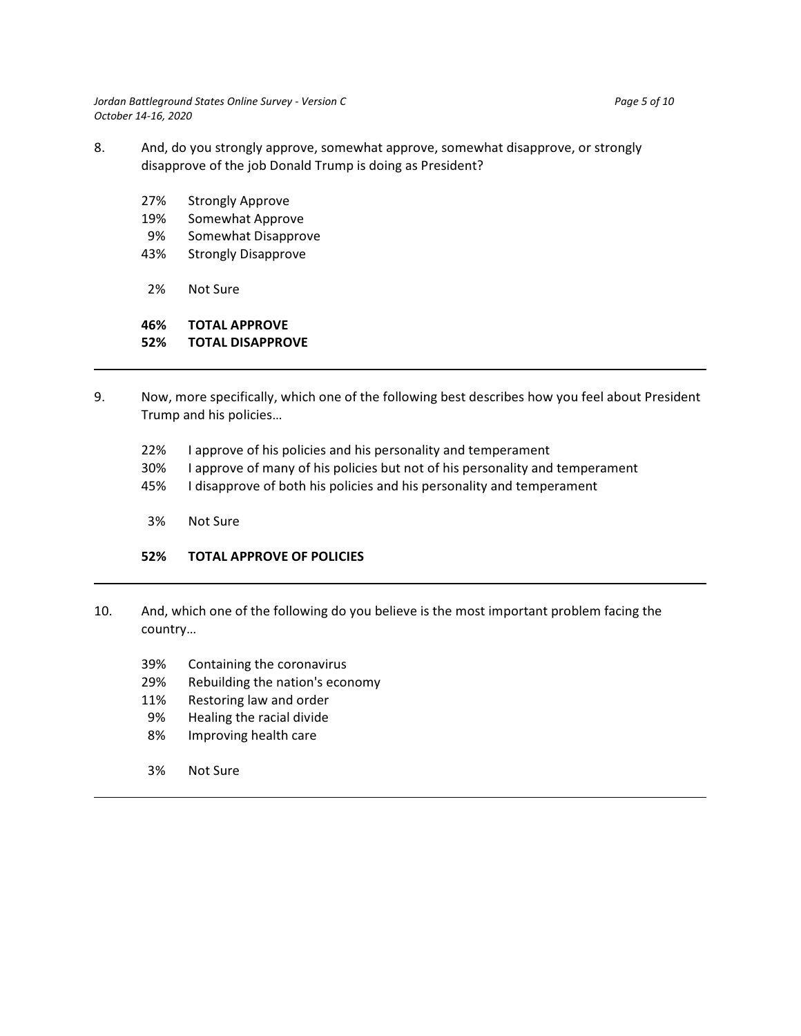8. And, do you strongly approve, somewhat approve, somewhat disapprove, or strongly disapprove of the job Donald Trump is doing as President?

| | |
|---|---|
| 27% | Strongly Approve |
| 19% | Somewhat Approve |
| 9% | Somewhat Disapprove |
| 43% | Strongly Disapprove |
| | |
| 2% | Not Sure |
| | |
| **46%** | **TOTAL APPROVE** |
| **52%** | **TOTAL DISAPPROVE** |

---

9. Now, more specifically, which one of the following best describes how you feel about President Trump and his policies…

| | |
|---|---|
| 22% | I approve of his policies and his personality and temperament |
| 30% | I approve of many of his policies but not of his personality and temperament |
| 45% | I disapprove of both his policies and his personality and temperament |
| | |
| 3% | Not Sure |
| | |
| **52%** | **TOTAL APPROVE OF POLICIES** |

---

10. And, which one of the following do you believe is the most important problem facing the country…

| | |
|---|---|
| 39% | Containing the coronavirus |
| 29% | Rebuilding the nation's economy |
| 11% | Restoring law and order |
| 9% | Healing the racial divide |
| 8% | Improving health care |
| | |
| 3% | Not Sure |

---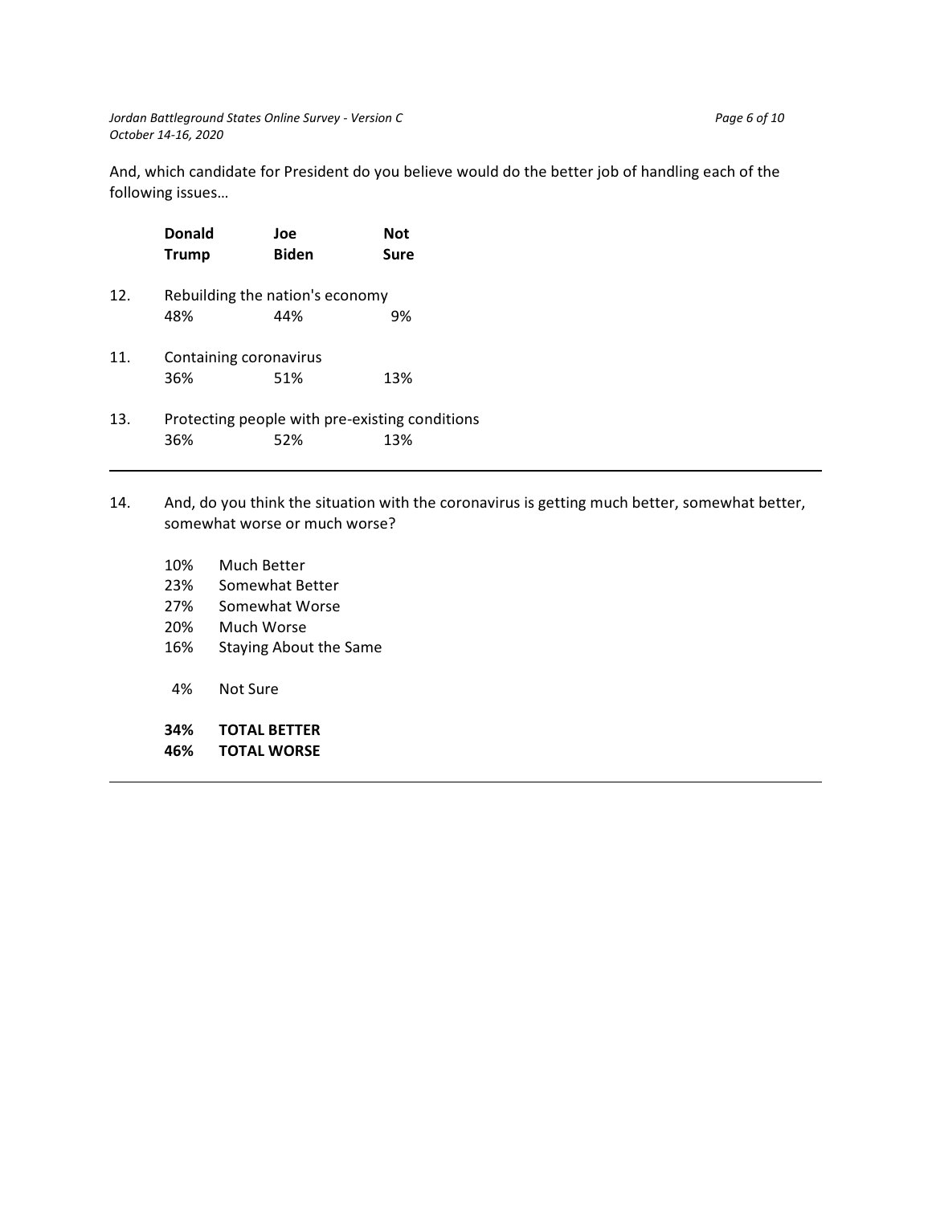And, which candidate for President do you believe would do the better job of handling each of the following issues…

| | | Donald Trump | Joe Biden | Not Sure |
|---|---|---|---|---|
| 12. | Rebuilding the nation's economy | 48% | 44% | 9% |
| 11. | Containing coronavirus | 36% | 51% | 13% |
| 13. | Protecting people with pre-existing conditions | 36% | 52% | 13% |

---

14. And, do you think the situation with the coronavirus is getting much better, somewhat better, somewhat worse or much worse?

| | |
|---|---|
| 10% | Much Better |
| 23% | Somewhat Better |
| 27% | Somewhat Worse |
| 20% | Much Worse |
| 16% | Staying About the Same |
| 4% | Not Sure |
| **34%** | **TOTAL BETTER** |
| **46%** | **TOTAL WORSE** |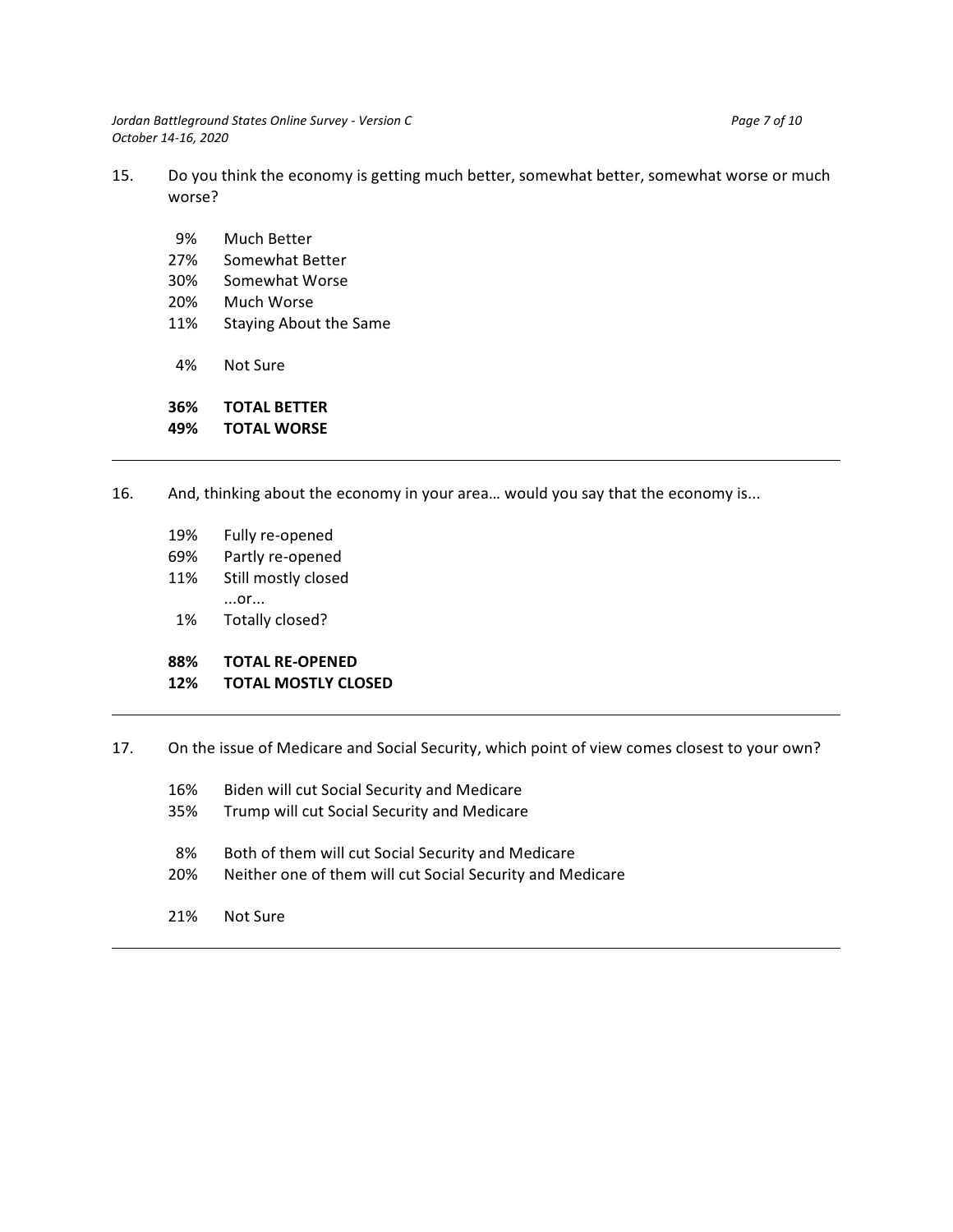15. Do you think the economy is getting much better, somewhat better, somewhat worse or much worse?

| | |
|---|---|
| 9% | Much Better |
| 27% | Somewhat Better |
| 30% | Somewhat Worse |
| 20% | Much Worse |
| 11% | Staying About the Same |
| 4% | Not Sure |
| **36%** | **TOTAL BETTER** |
| **49%** | **TOTAL WORSE** |

---

16. And, thinking about the economy in your area… would you say that the economy is...

| | |
|---|---|
| 19% | Fully re-opened |
| 69% | Partly re-opened |
| 11% | Still mostly closed |
| | ...or... |
| 1% | Totally closed? |
| **88%** | **TOTAL RE-OPENED** |
| **12%** | **TOTAL MOSTLY CLOSED** |

---

17. On the issue of Medicare and Social Security, which point of view comes closest to your own?

| | |
|---|---|
| 16% | Biden will cut Social Security and Medicare |
| 35% | Trump will cut Social Security and Medicare |
| 8% | Both of them will cut Social Security and Medicare |
| 20% | Neither one of them will cut Social Security and Medicare |
| 21% | Not Sure |

---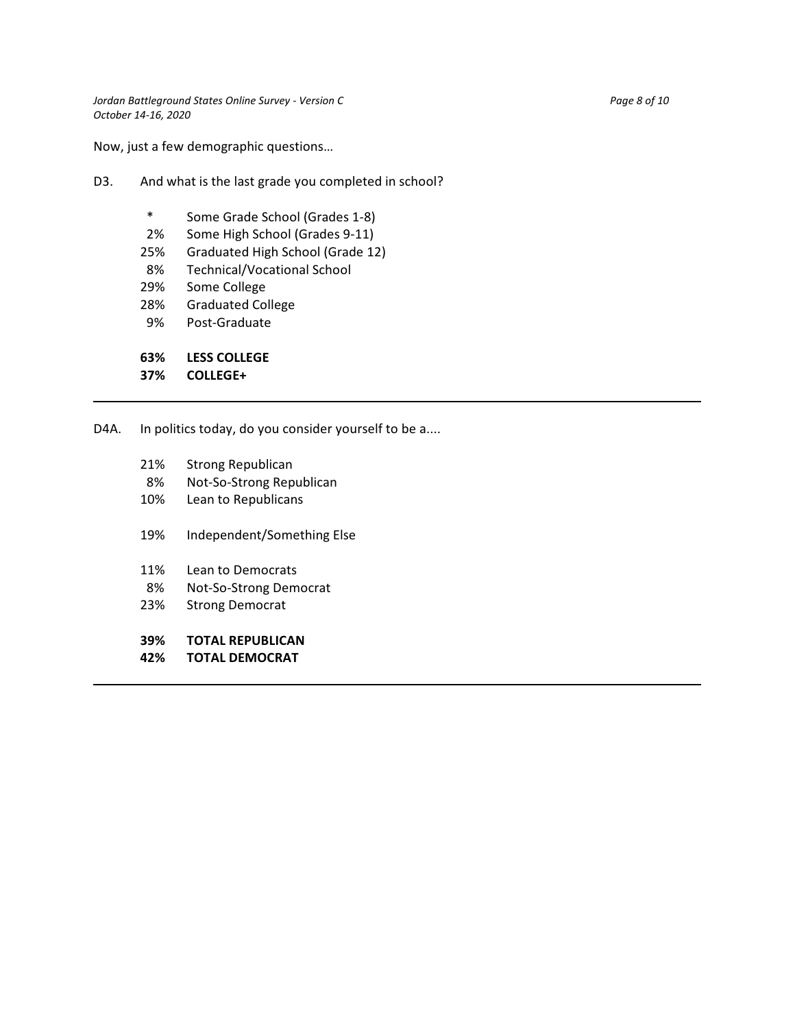Now, just a few demographic questions…

D3. And what is the last grade you completed in school?

| | |
|---|---|
| * | Some Grade School (Grades 1-8) |
| 2% | Some High School (Grades 9-11) |
| 25% | Graduated High School (Grade 12) |
| 8% | Technical/Vocational School |
| 29% | Some College |
| 28% | Graduated College |
| 9% | Post-Graduate |
| | |
| **63%** | **LESS COLLEGE** |
| **37%** | **COLLEGE+** |

---

D4A. In politics today, do you consider yourself to be a....

| | |
|---|---|
| 21% | Strong Republican |
| 8% | Not-So-Strong Republican |
| 10% | Lean to Republicans |
| | |
| 19% | Independent/Something Else |
| | |
| 11% | Lean to Democrats |
| 8% | Not-So-Strong Democrat |
| 23% | Strong Democrat |
| | |
| **39%** | **TOTAL REPUBLICAN** |
| **42%** | **TOTAL DEMOCRAT** |

---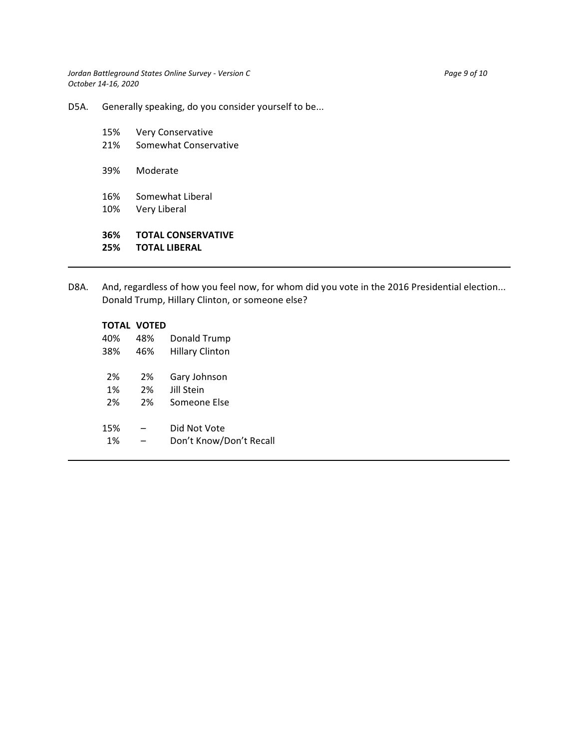D5A. Generally speaking, do you consider yourself to be...

| | |
|---|---|
| 15% | Very Conservative |
| 21% | Somewhat Conservative |
| 39% | Moderate |
| 16% | Somewhat Liberal |
| 10% | Very Liberal |
| **36%** | **TOTAL CONSERVATIVE** |
| **25%** | **TOTAL LIBERAL** |

---

D8A. And, regardless of how you feel now, for whom did you vote in the 2016 Presidential election... Donald Trump, Hillary Clinton, or someone else?

| **TOTAL** | **VOTED** | |
|---|---|---|
| 40% | 48% | Donald Trump |
| 38% | 46% | Hillary Clinton |
| 2% | 2% | Gary Johnson |
| 1% | 2% | Jill Stein |
| 2% | 2% | Someone Else |
| 15% | – | Did Not Vote |
| 1% | – | Don’t Know/Don’t Recall |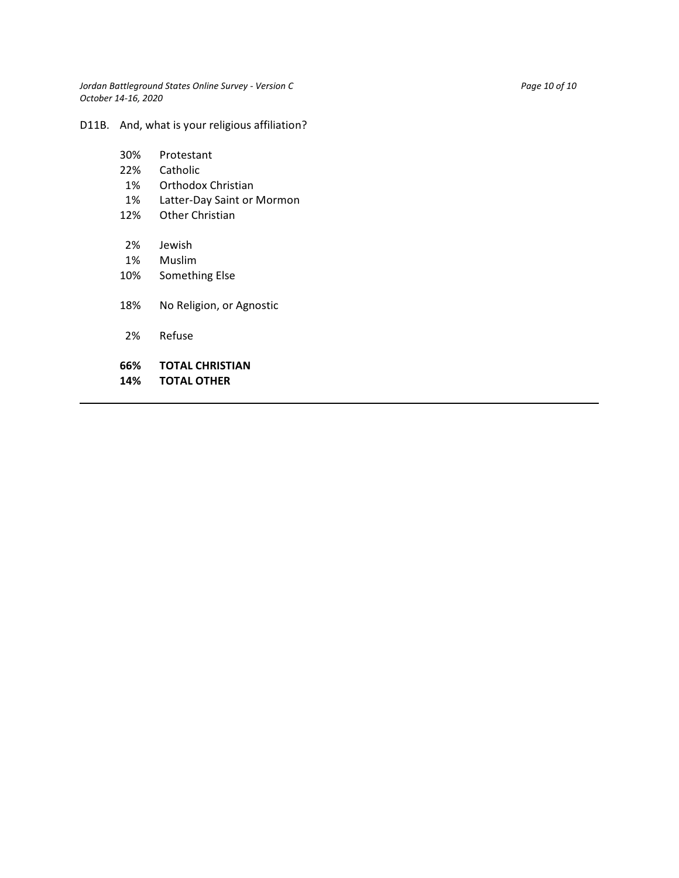D11B. And, what is your religious affiliation?

| | |
|---|---|
| 30% | Protestant |
| 22% | Catholic |
| 1% | Orthodox Christian |
| 1% | Latter-Day Saint or Mormon |
| 12% | Other Christian |
| | |
| 2% | Jewish |
| 1% | Muslim |
| 10% | Something Else |
| | |
| 18% | No Religion, or Agnostic |
| | |
| 2% | Refuse |
| | |
| **66%** | **TOTAL CHRISTIAN** |
| **14%** | **TOTAL OTHER** |